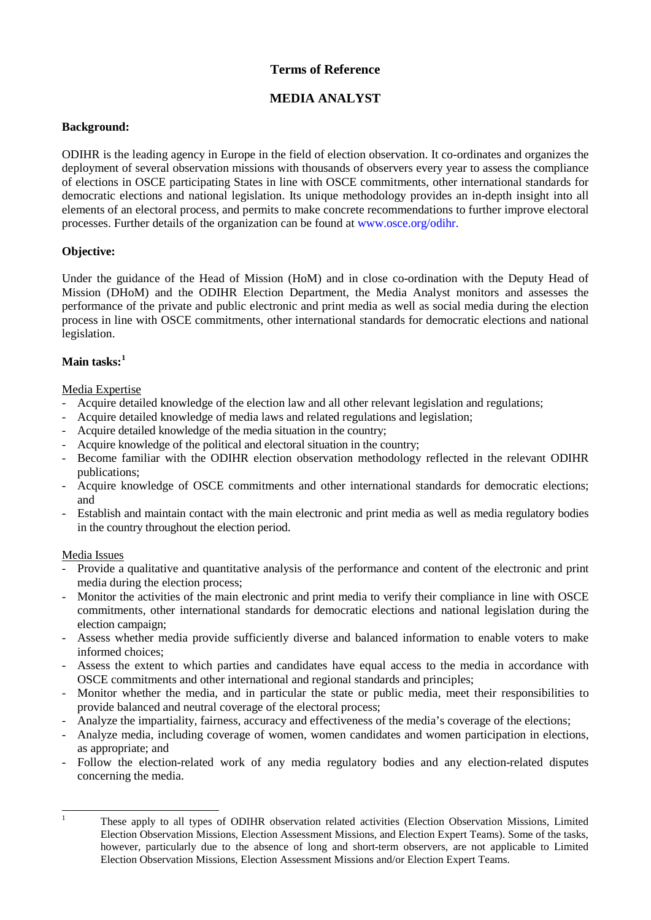# Terms of Reference

## MEDIA ANALYST

**Background:**

ODIHR is the leading agency in Europe in the field of election observation. It co-ordinates and organizes the deployment of several observation missions with thousands of observers every year to assess the compliance of elections in OSCE participating States in line with OSCE commitments, other international standards for democratic elections and national legislation. Its unique methodology provides an in-depth insight into all elements of an electoral process, and permits to make concrete recommendations to further improve electoral processes. Further details of the organization can be found at www.osce.org/odihr.

**Objective:**

Under the guidance of the Head of Mission (HoM) and in close co-ordination with the Deputy Head of Mission (DHoM) and the ODIHR Election Department, the Media Analyst monitors and assesses the performance of the private and public electronic and print media as well as social media during the election process in line with OSCE commitments, other international standards for democratic elections and national legislation.

**Main tasks:**[1]

Media Expertise

- Acquire detailed knowledge of the election law and all other relevant legislation and regulations;
- Acquire detailed knowledge of media laws and related regulations and legislation;
- Acquire detailed knowledge of the media situation in the country;
- Acquire knowledge of the political and electoral situation in the country;
- Become familiar with the ODIHR election observation methodology reflected in the relevant ODIHR publications;
- Acquire knowledge of OSCE commitments and other international standards for democratic elections; and
- Establish and maintain contact with the main electronic and print media as well as media regulatory bodies in the country throughout the election period.

Media Issues

- Provide a qualitative and quantitative analysis of the performance and content of the electronic and print media during the election process;
- Monitor the activities of the main electronic and print media to verify their compliance in line with OSCE commitments, other international standards for democratic elections and national legislation during the election campaign;
- Assess whether media provide sufficiently diverse and balanced information to enable voters to make informed choices;
- Assess the extent to which parties and candidates have equal access to the media in accordance with OSCE commitments and other international and regional standards and principles;
- Monitor whether the media, and in particular the state or public media, meet their responsibilities to provide balanced and neutral coverage of the electoral process;
- Analyze the impartiality, fairness, accuracy and effectiveness of the media's coverage of the elections;
- Analyze media, including coverage of women, women candidates and women participation in elections, as appropriate; and
- Follow the election-related work of any media regulatory bodies and any election-related disputes concerning the media.

---

[1] These apply to all types of ODIHR observation related activities (Election Observation Missions, Limited Election Observation Missions, Election Assessment Missions, and Election Expert Teams). Some of the tasks, however, particularly due to the absence of long and short-term observers, are not applicable to Limited Election Observation Missions, Election Assessment Missions and/or Election Expert Teams.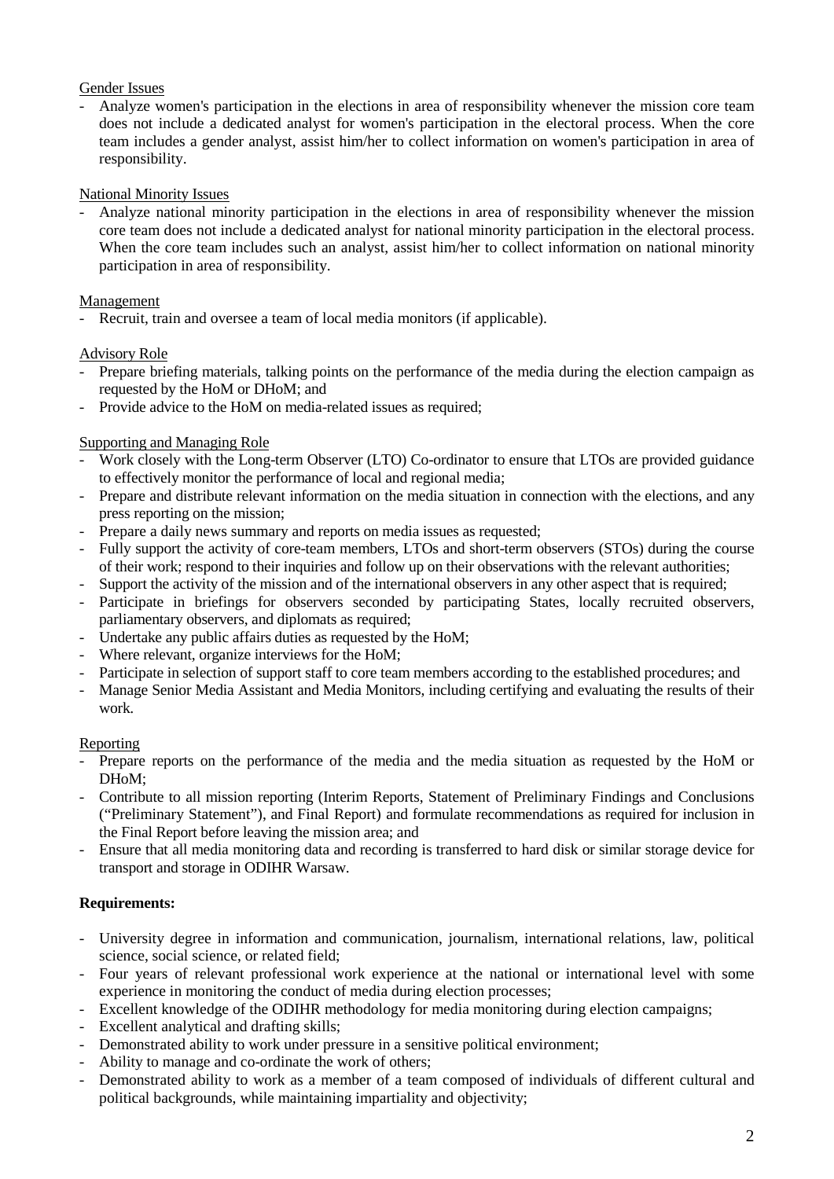Gender Issues

- Analyze women's participation in the elections in area of responsibility whenever the mission core team does not include a dedicated analyst for women's participation in the electoral process. When the core team includes a gender analyst, assist him/her to collect information on women's participation in area of responsibility.

National Minority Issues

- Analyze national minority participation in the elections in area of responsibility whenever the mission core team does not include a dedicated analyst for national minority participation in the electoral process. When the core team includes such an analyst, assist him/her to collect information on national minority participation in area of responsibility.

Management

- Recruit, train and oversee a team of local media monitors (if applicable).

Advisory Role

- Prepare briefing materials, talking points on the performance of the media during the election campaign as requested by the HoM or DHoM; and
- Provide advice to the HoM on media-related issues as required;

Supporting and Managing Role

- Work closely with the Long-term Observer (LTO) Co-ordinator to ensure that LTOs are provided guidance to effectively monitor the performance of local and regional media;
- Prepare and distribute relevant information on the media situation in connection with the elections, and any press reporting on the mission;
- Prepare a daily news summary and reports on media issues as requested;
- Fully support the activity of core-team members, LTOs and short-term observers (STOs) during the course of their work; respond to their inquiries and follow up on their observations with the relevant authorities;
- Support the activity of the mission and of the international observers in any other aspect that is required;
- Participate in briefings for observers seconded by participating States, locally recruited observers, parliamentary observers, and diplomats as required;
- Undertake any public affairs duties as requested by the HoM;
- Where relevant, organize interviews for the HoM;
- Participate in selection of support staff to core team members according to the established procedures; and
- Manage Senior Media Assistant and Media Monitors, including certifying and evaluating the results of their work.

Reporting

- Prepare reports on the performance of the media and the media situation as requested by the HoM or DHoM;
- Contribute to all mission reporting (Interim Reports, Statement of Preliminary Findings and Conclusions ("Preliminary Statement"), and Final Report) and formulate recommendations as required for inclusion in the Final Report before leaving the mission area; and
- Ensure that all media monitoring data and recording is transferred to hard disk or similar storage device for transport and storage in ODIHR Warsaw.

**Requirements:**

- University degree in information and communication, journalism, international relations, law, political science, social science, or related field;
- Four years of relevant professional work experience at the national or international level with some experience in monitoring the conduct of media during election processes;
- Excellent knowledge of the ODIHR methodology for media monitoring during election campaigns;
- Excellent analytical and drafting skills;
- Demonstrated ability to work under pressure in a sensitive political environment;
- Ability to manage and co-ordinate the work of others;
- Demonstrated ability to work as a member of a team composed of individuals of different cultural and political backgrounds, while maintaining impartiality and objectivity;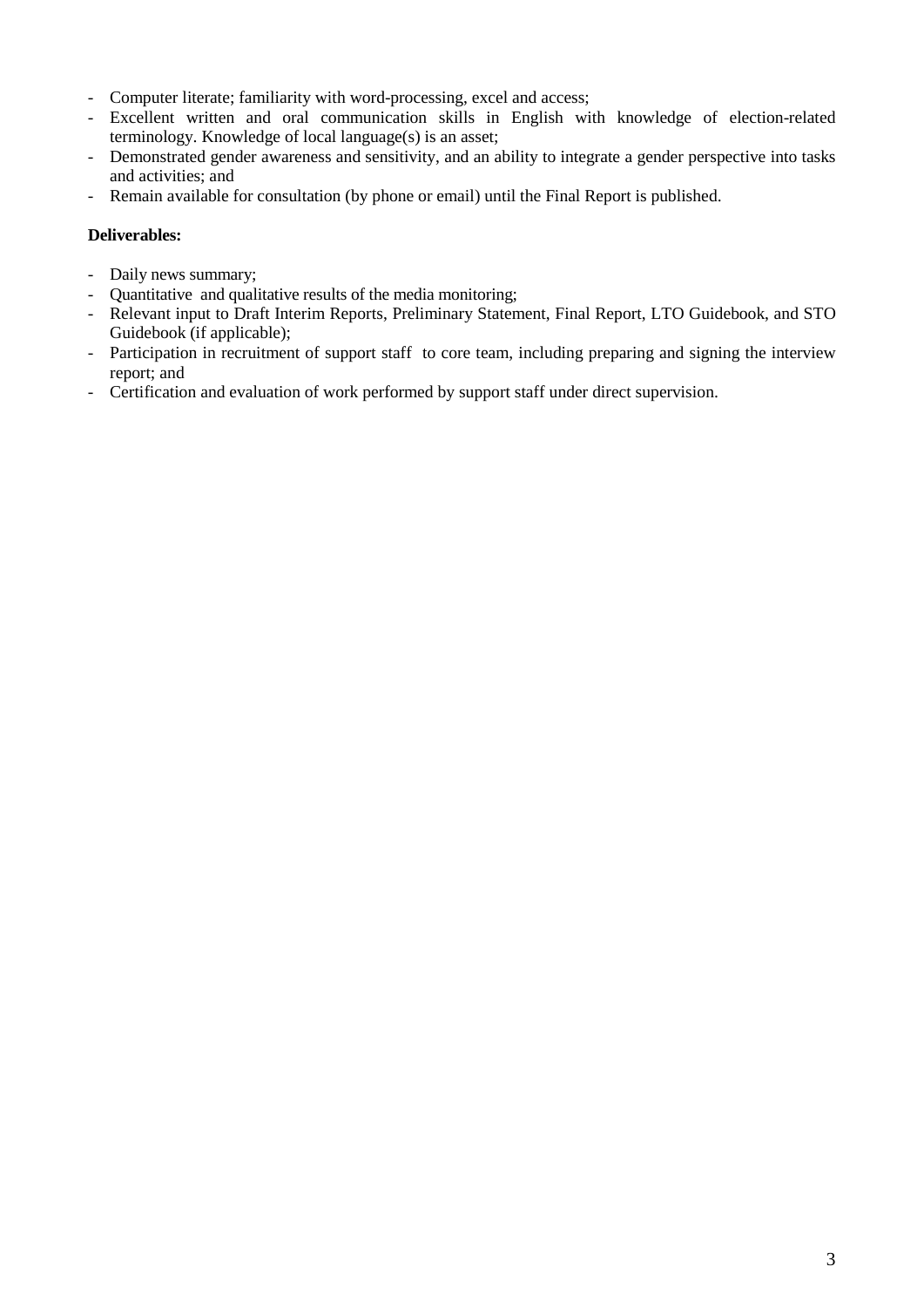- Computer literate; familiarity with word-processing, excel and access;
- Excellent written and oral communication skills in English with knowledge of election-related terminology. Knowledge of local language(s) is an asset;
- Demonstrated gender awareness and sensitivity, and an ability to integrate a gender perspective into tasks and activities; and
- Remain available for consultation (by phone or email) until the Final Report is published.

**Deliverables:**

- Daily news summary;
- Quantitative and qualitative results of the media monitoring;
- Relevant input to Draft Interim Reports, Preliminary Statement, Final Report, LTO Guidebook, and STO Guidebook (if applicable);
- Participation in recruitment of support staff to core team, including preparing and signing the interview report; and
- Certification and evaluation of work performed by support staff under direct supervision.